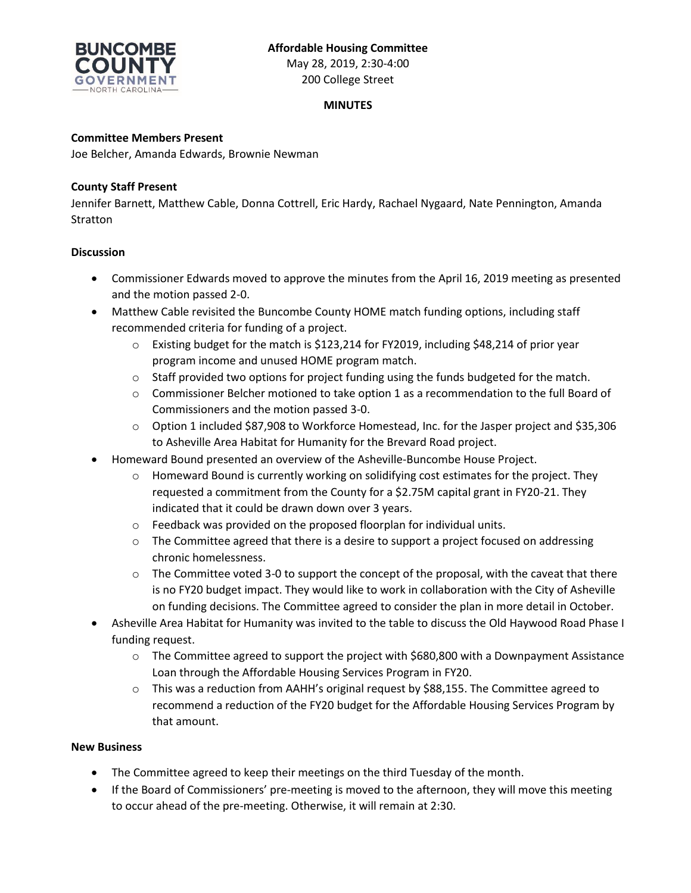**Affordable Housing Committee**
May 28, 2019, 2:30-4:00
200 College Street

**MINUTES**

**Committee Members Present**
Joe Belcher, Amanda Edwards, Brownie Newman

**County Staff Present**
Jennifer Barnett, Matthew Cable, Donna Cottrell, Eric Hardy, Rachael Nygaard, Nate Pennington, Amanda Stratton

**Discussion**

- Commissioner Edwards moved to approve the minutes from the April 16, 2019 meeting as presented and the motion passed 2-0.
- Matthew Cable revisited the Buncombe County HOME match funding options, including staff recommended criteria for funding of a project.
  - Existing budget for the match is $123,214 for FY2019, including $48,214 of prior year program income and unused HOME program match.
  - Staff provided two options for project funding using the funds budgeted for the match.
  - Commissioner Belcher motioned to take option 1 as a recommendation to the full Board of Commissioners and the motion passed 3-0.
  - Option 1 included $87,908 to Workforce Homestead, Inc. for the Jasper project and $35,306 to Asheville Area Habitat for Humanity for the Brevard Road project.
- Homeward Bound presented an overview of the Asheville-Buncombe House Project.
  - Homeward Bound is currently working on solidifying cost estimates for the project. They requested a commitment from the County for a $2.75M capital grant in FY20-21. They indicated that it could be drawn down over 3 years.
  - Feedback was provided on the proposed floorplan for individual units.
  - The Committee agreed that there is a desire to support a project focused on addressing chronic homelessness.
  - The Committee voted 3-0 to support the concept of the proposal, with the caveat that there is no FY20 budget impact. They would like to work in collaboration with the City of Asheville on funding decisions. The Committee agreed to consider the plan in more detail in October.
- Asheville Area Habitat for Humanity was invited to the table to discuss the Old Haywood Road Phase I funding request.
  - The Committee agreed to support the project with $680,800 with a Downpayment Assistance Loan through the Affordable Housing Services Program in FY20.
  - This was a reduction from AAHH's original request by $88,155. The Committee agreed to recommend a reduction of the FY20 budget for the Affordable Housing Services Program by that amount.

**New Business**

- The Committee agreed to keep their meetings on the third Tuesday of the month.
- If the Board of Commissioners' pre-meeting is moved to the afternoon, they will move this meeting to occur ahead of the pre-meeting. Otherwise, it will remain at 2:30.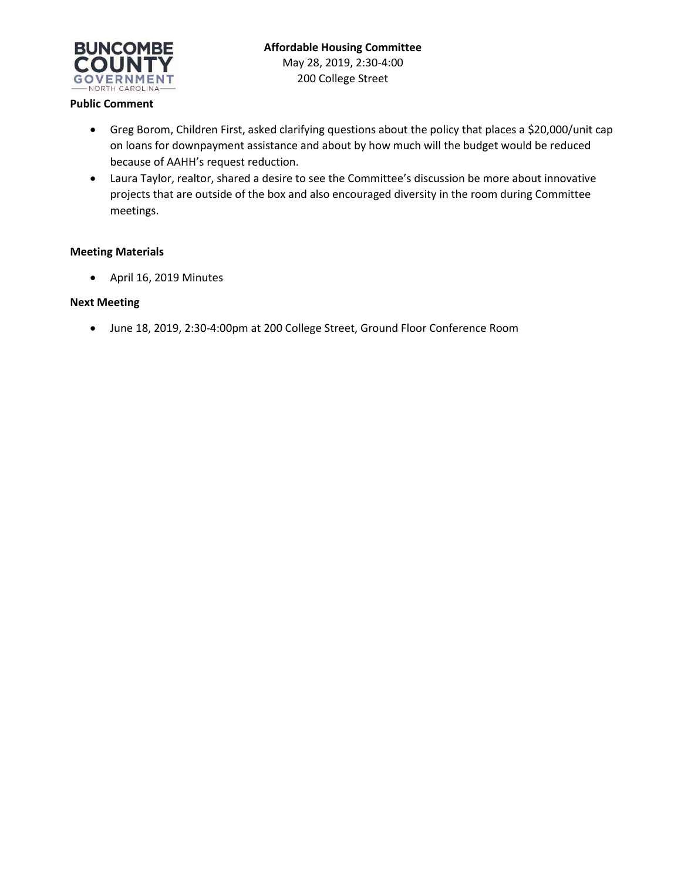**Affordable Housing Committee**
May 28, 2019, 2:30-4:00
200 College Street

**Public Comment**

- Greg Borom, Children First, asked clarifying questions about the policy that places a $20,000/unit cap on loans for downpayment assistance and about by how much will the budget would be reduced because of AAHH's request reduction.
- Laura Taylor, realtor, shared a desire to see the Committee's discussion be more about innovative projects that are outside of the box and also encouraged diversity in the room during Committee meetings.

**Meeting Materials**

- April 16, 2019 Minutes

**Next Meeting**

- June 18, 2019, 2:30-4:00pm at 200 College Street, Ground Floor Conference Room